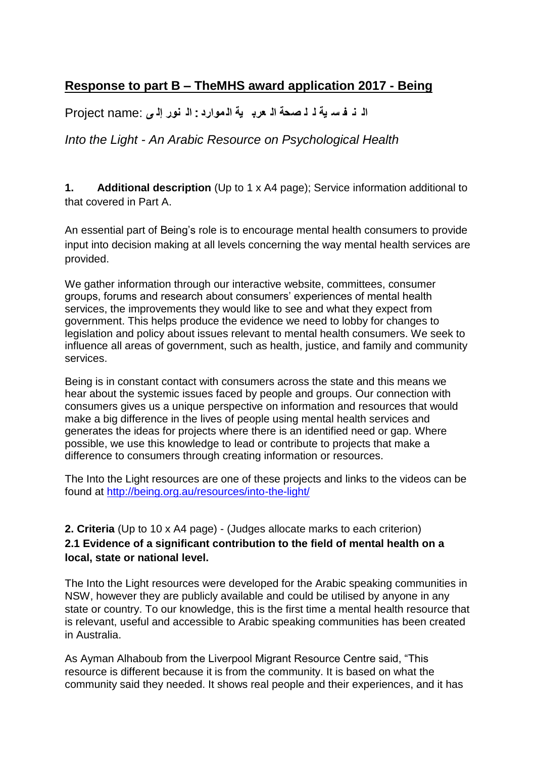## Response to part B – TheMHS award application 2017 - Being

Project name: النور إلى: الموارد العربية للصحة النفسية

*Into the Light - An Arabic Resource on Psychological Health*

**1. Additional description** (Up to 1 x A4 page); Service information additional to that covered in Part A.

An essential part of Being's role is to encourage mental health consumers to provide input into decision making at all levels concerning the way mental health services are provided.

We gather information through our interactive website, committees, consumer groups, forums and research about consumers' experiences of mental health services, the improvements they would like to see and what they expect from government. This helps produce the evidence we need to lobby for changes to legislation and policy about issues relevant to mental health consumers. We seek to influence all areas of government, such as health, justice, and family and community services.

Being is in constant contact with consumers across the state and this means we hear about the systemic issues faced by people and groups. Our connection with consumers gives us a unique perspective on information and resources that would make a big difference in the lives of people using mental health services and generates the ideas for projects where there is an identified need or gap. Where possible, we use this knowledge to lead or contribute to projects that make a difference to consumers through creating information or resources.

The Into the Light resources are one of these projects and links to the videos can be found at [http://being.org.au/resources/into-the-light/](http://being.org.au/resources/into-the-light/)

**2. Criteria** (Up to 10 x A4 page) - (Judges allocate marks to each criterion)

**2.1 Evidence of a significant contribution to the field of mental health on a local, state or national level.**

The Into the Light resources were developed for the Arabic speaking communities in NSW, however they are publicly available and could be utilised by anyone in any state or country. To our knowledge, this is the first time a mental health resource that is relevant, useful and accessible to Arabic speaking communities has been created in Australia.

As Ayman Alhaboub from the Liverpool Migrant Resource Centre said, "This resource is different because it is from the community. It is based on what the community said they needed. It shows real people and their experiences, and it has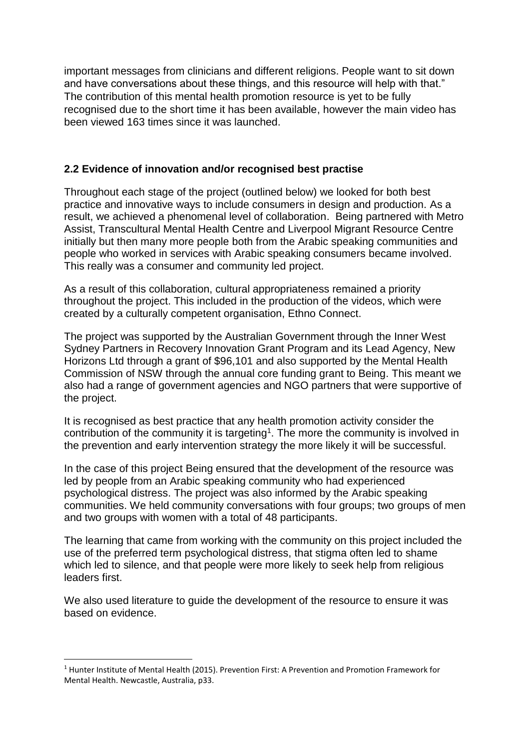important messages from clinicians and different religions. People want to sit down and have conversations about these things, and this resource will help with that." The contribution of this mental health promotion resource is yet to be fully recognised due to the short time it has been available, however the main video has been viewed 163 times since it was launched.

### 2.2 Evidence of innovation and/or recognised best practise

Throughout each stage of the project (outlined below) we looked for both best practice and innovative ways to include consumers in design and production. As a result, we achieved a phenomenal level of collaboration. Being partnered with Metro Assist, Transcultural Mental Health Centre and Liverpool Migrant Resource Centre initially but then many more people both from the Arabic speaking communities and people who worked in services with Arabic speaking consumers became involved. This really was a consumer and community led project.

As a result of this collaboration, cultural appropriateness remained a priority throughout the project. This included in the production of the videos, which were created by a culturally competent organisation, Ethno Connect.

The project was supported by the Australian Government through the Inner West Sydney Partners in Recovery Innovation Grant Program and its Lead Agency, New Horizons Ltd through a grant of $96,101 and also supported by the Mental Health Commission of NSW through the annual core funding grant to Being. This meant we also had a range of government agencies and NGO partners that were supportive of the project.

It is recognised as best practice that any health promotion activity consider the contribution of the community it is targeting[1]. The more the community is involved in the prevention and early intervention strategy the more likely it will be successful.

In the case of this project Being ensured that the development of the resource was led by people from an Arabic speaking community who had experienced psychological distress. The project was also informed by the Arabic speaking communities. We held community conversations with four groups; two groups of men and two groups with women with a total of 48 participants.

The learning that came from working with the community on this project included the use of the preferred term psychological distress, that stigma often led to shame which led to silence, and that people were more likely to seek help from religious leaders first.

We also used literature to guide the development of the resource to ensure it was based on evidence.

---

[1] Hunter Institute of Mental Health (2015). Prevention First: A Prevention and Promotion Framework for Mental Health. Newcastle, Australia, p33.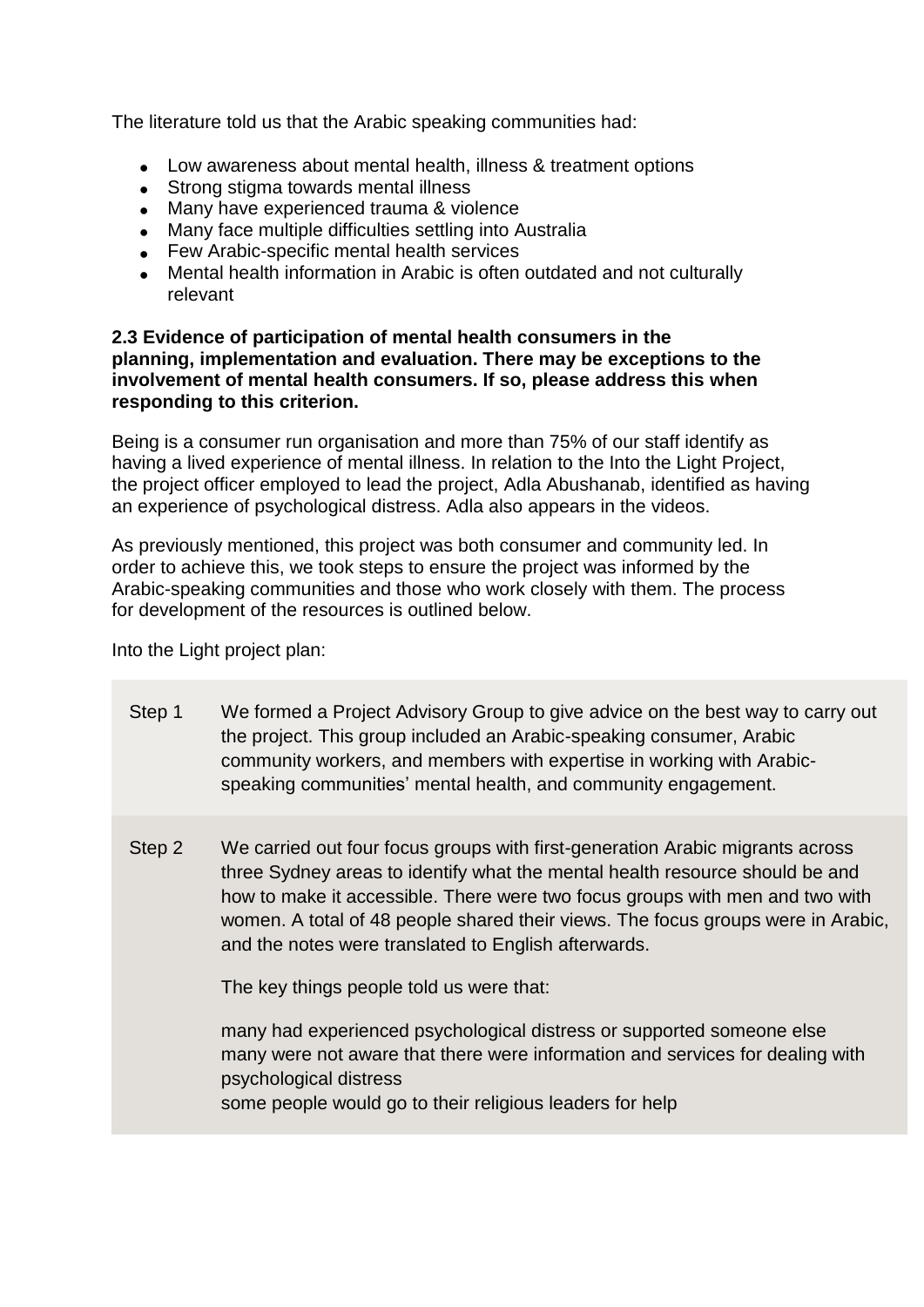The literature told us that the Arabic speaking communities had:

- Low awareness about mental health, illness & treatment options
- Strong stigma towards mental illness
- Many have experienced trauma & violence
- Many face multiple difficulties settling into Australia
- Few Arabic-specific mental health services
- Mental health information in Arabic is often outdated and not culturally relevant

**2.3 Evidence of participation of mental health consumers in the planning, implementation and evaluation. There may be exceptions to the involvement of mental health consumers. If so, please address this when responding to this criterion.**

Being is a consumer run organisation and more than 75% of our staff identify as having a lived experience of mental illness. In relation to the Into the Light Project, the project officer employed to lead the project, Adla Abushanab, identified as having an experience of psychological distress. Adla also appears in the videos.

As previously mentioned, this project was both consumer and community led. In order to achieve this, we took steps to ensure the project was informed by the Arabic-speaking communities and those who work closely with them. The process for development of the resources is outlined below.

Into the Light project plan:

| | |
|---|---|
| Step 1 | We formed a Project Advisory Group to give advice on the best way to carry out the project. This group included an Arabic-speaking consumer, Arabic community workers, and members with expertise in working with Arabic-speaking communities' mental health, and community engagement. |
| Step 2 | We carried out four focus groups with first-generation Arabic migrants across three Sydney areas to identify what the mental health resource should be and how to make it accessible. There were two focus groups with men and two with women. A total of 48 people shared their views. The focus groups were in Arabic, and the notes were translated to English afterwards.<br><br>The key things people told us were that:<br><br>many had experienced psychological distress or supported someone else<br>many were not aware that there were information and services for dealing with psychological distress<br>some people would go to their religious leaders for help |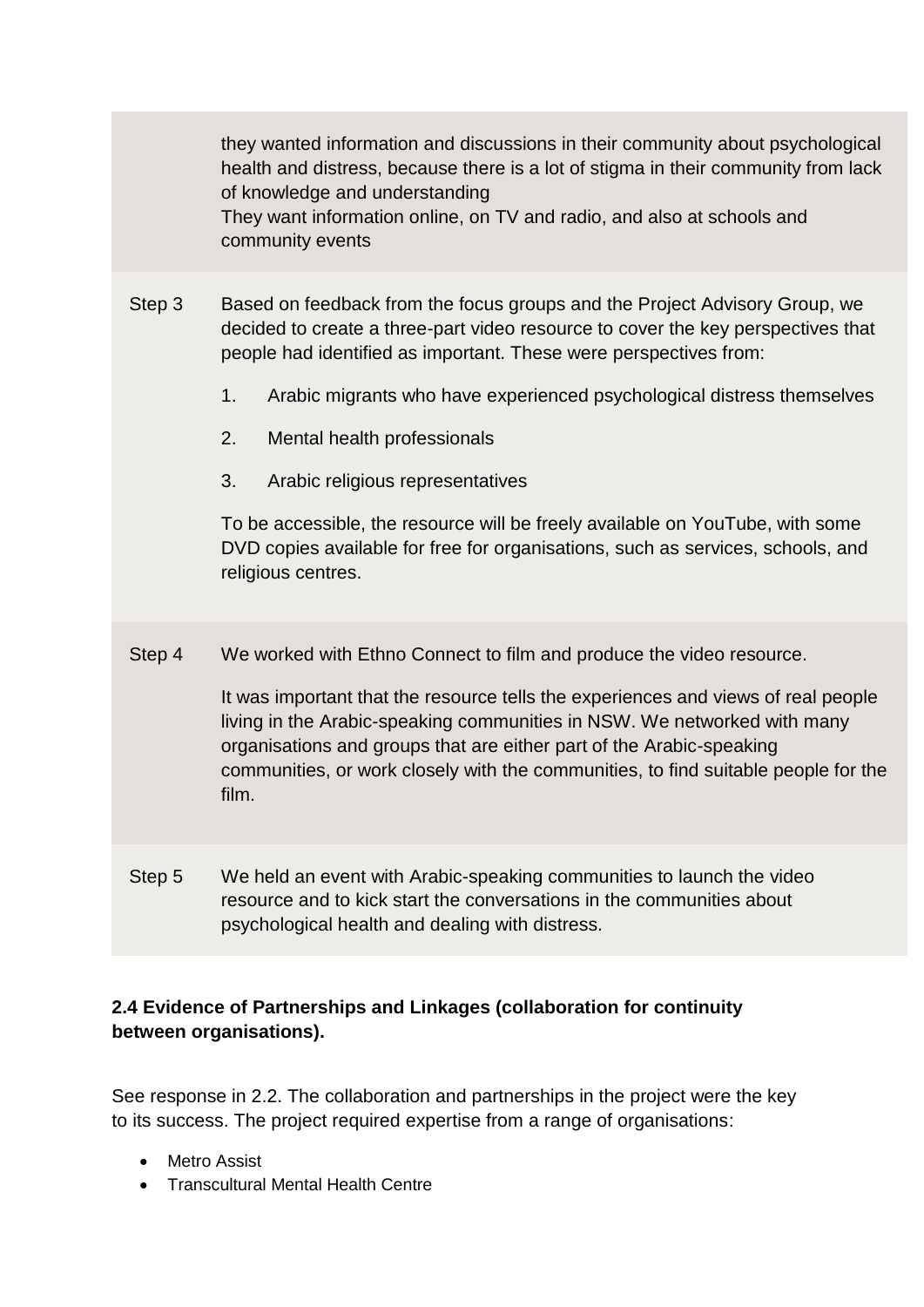| | |
|---|---|
| | they wanted information and discussions in their community about psychological health and distress, because there is a lot of stigma in their community from lack of knowledge and understanding<br>They want information online, on TV and radio, and also at schools and community events |
| Step 3 | Based on feedback from the focus groups and the Project Advisory Group, we decided to create a three-part video resource to cover the key perspectives that people had identified as important. These were perspectives from:<br>1. Arabic migrants who have experienced psychological distress themselves<br>2. Mental health professionals<br>3. Arabic religious representatives<br>To be accessible, the resource will be freely available on YouTube, with some DVD copies available for free for organisations, such as services, schools, and religious centres. |
| Step 4 | We worked with Ethno Connect to film and produce the video resource.<br>It was important that the resource tells the experiences and views of real people living in the Arabic-speaking communities in NSW. We networked with many organisations and groups that are either part of the Arabic-speaking communities, or work closely with the communities, to find suitable people for the film. |
| Step 5 | We held an event with Arabic-speaking communities to launch the video resource and to kick start the conversations in the communities about psychological health and dealing with distress. |

**2.4 Evidence of Partnerships and Linkages (collaboration for continuity between organisations).**

See response in 2.2. The collaboration and partnerships in the project were the key to its success. The project required expertise from a range of organisations:

- Metro Assist
- Transcultural Mental Health Centre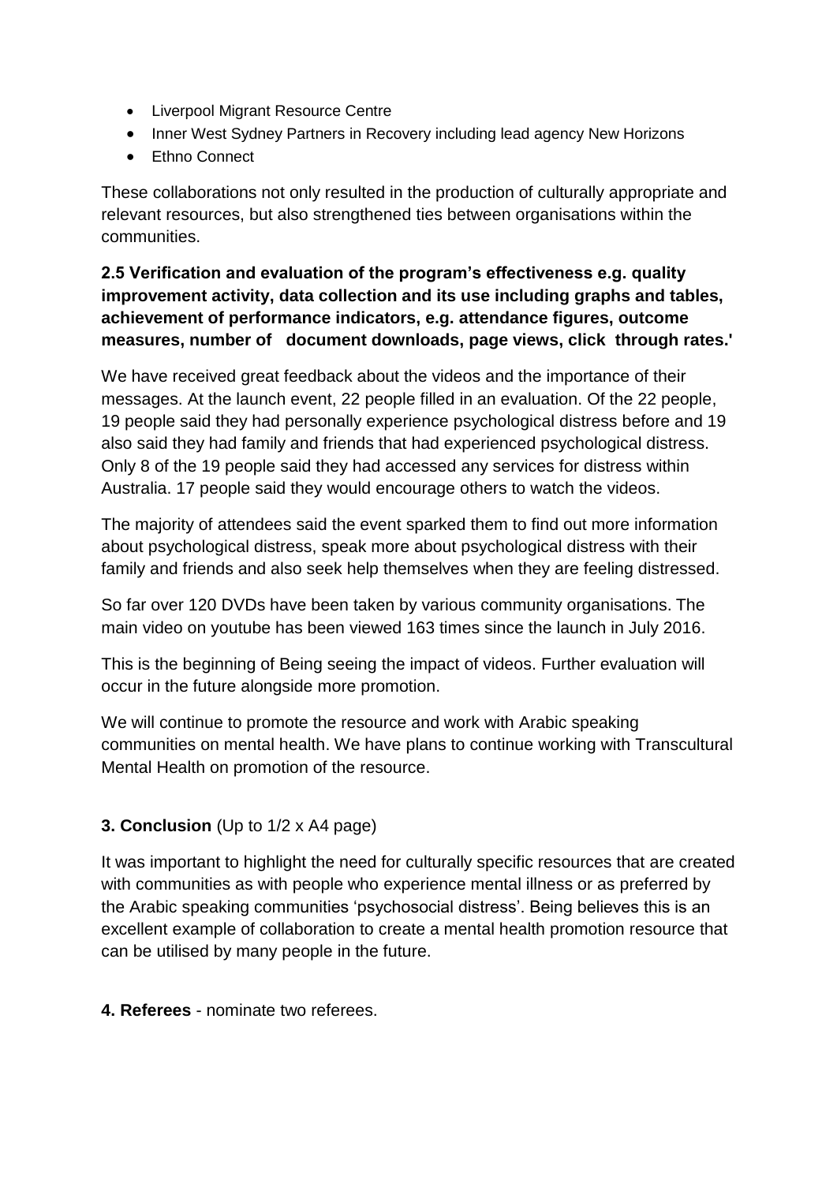- Liverpool Migrant Resource Centre
- Inner West Sydney Partners in Recovery including lead agency New Horizons
- Ethno Connect

These collaborations not only resulted in the production of culturally appropriate and relevant resources, but also strengthened ties between organisations within the communities.

**2.5 Verification and evaluation of the program's effectiveness e.g. quality improvement activity, data collection and its use including graphs and tables, achievement of performance indicators, e.g. attendance figures, outcome measures, number of document downloads, page views, click through rates.'**

We have received great feedback about the videos and the importance of their messages. At the launch event, 22 people filled in an evaluation. Of the 22 people, 19 people said they had personally experience psychological distress before and 19 also said they had family and friends that had experienced psychological distress. Only 8 of the 19 people said they had accessed any services for distress within Australia. 17 people said they would encourage others to watch the videos.

The majority of attendees said the event sparked them to find out more information about psychological distress, speak more about psychological distress with their family and friends and also seek help themselves when they are feeling distressed.

So far over 120 DVDs have been taken by various community organisations. The main video on youtube has been viewed 163 times since the launch in July 2016.

This is the beginning of Being seeing the impact of videos. Further evaluation will occur in the future alongside more promotion.

We will continue to promote the resource and work with Arabic speaking communities on mental health. We have plans to continue working with Transcultural Mental Health on promotion of the resource.

**3. Conclusion** (Up to 1/2 x A4 page)

It was important to highlight the need for culturally specific resources that are created with communities as with people who experience mental illness or as preferred by the Arabic speaking communities 'psychosocial distress'. Being believes this is an excellent example of collaboration to create a mental health promotion resource that can be utilised by many people in the future.

**4. Referees** - nominate two referees.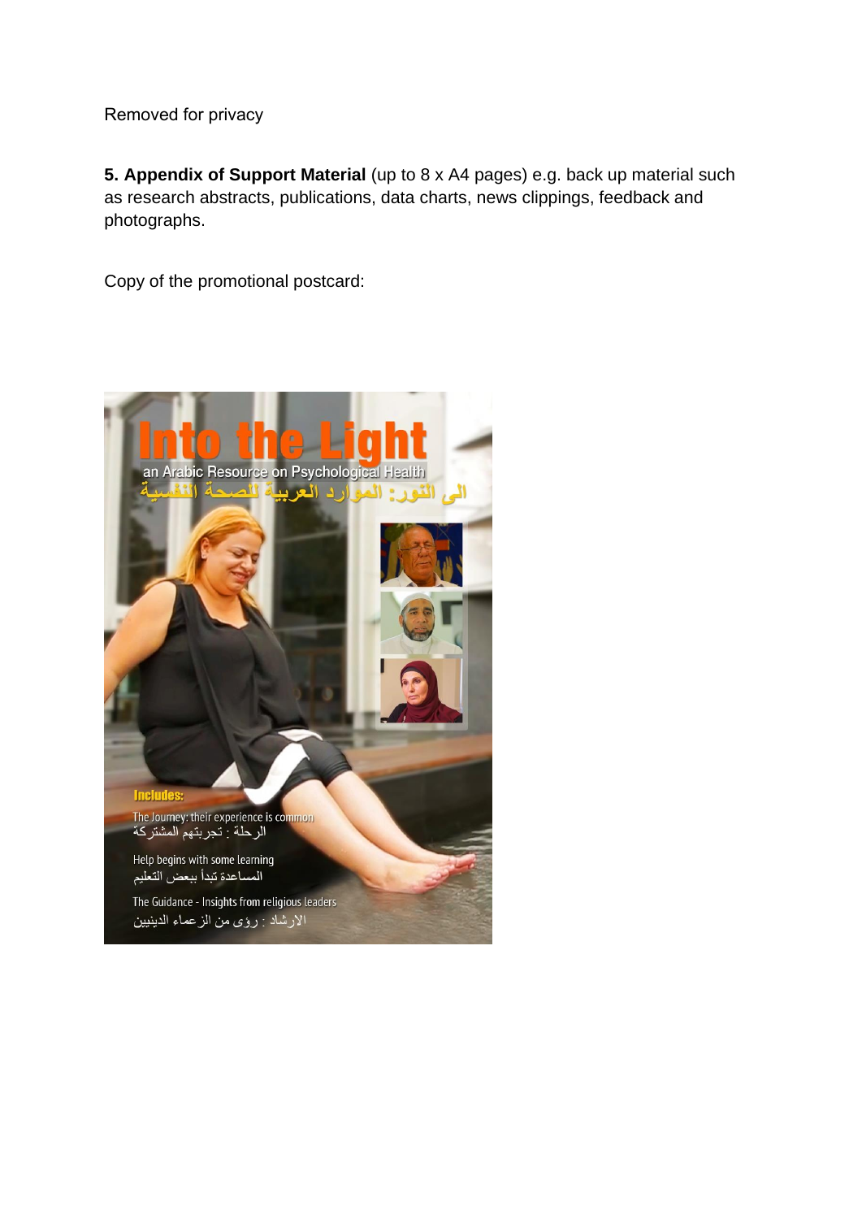Removed for privacy

**5. Appendix of Support Material** (up to 8 x A4 pages) e.g. back up material such as research abstracts, publications, data charts, news clippings, feedback and photographs.

Copy of the promotional postcard:

Into the Light

an Arabic Resource on Psychological Health

الى النور: الموارد العربية للصحة النفسية

**Includes:**

The Journey: their experience is common

الرحلة : تجربتهم المشتركة

Help begins with some learning

المساعدة تبدأ ببعض التعليم

The Guidance - Insights from religious leaders

الارشاد : رؤى من الزعماء الدينيين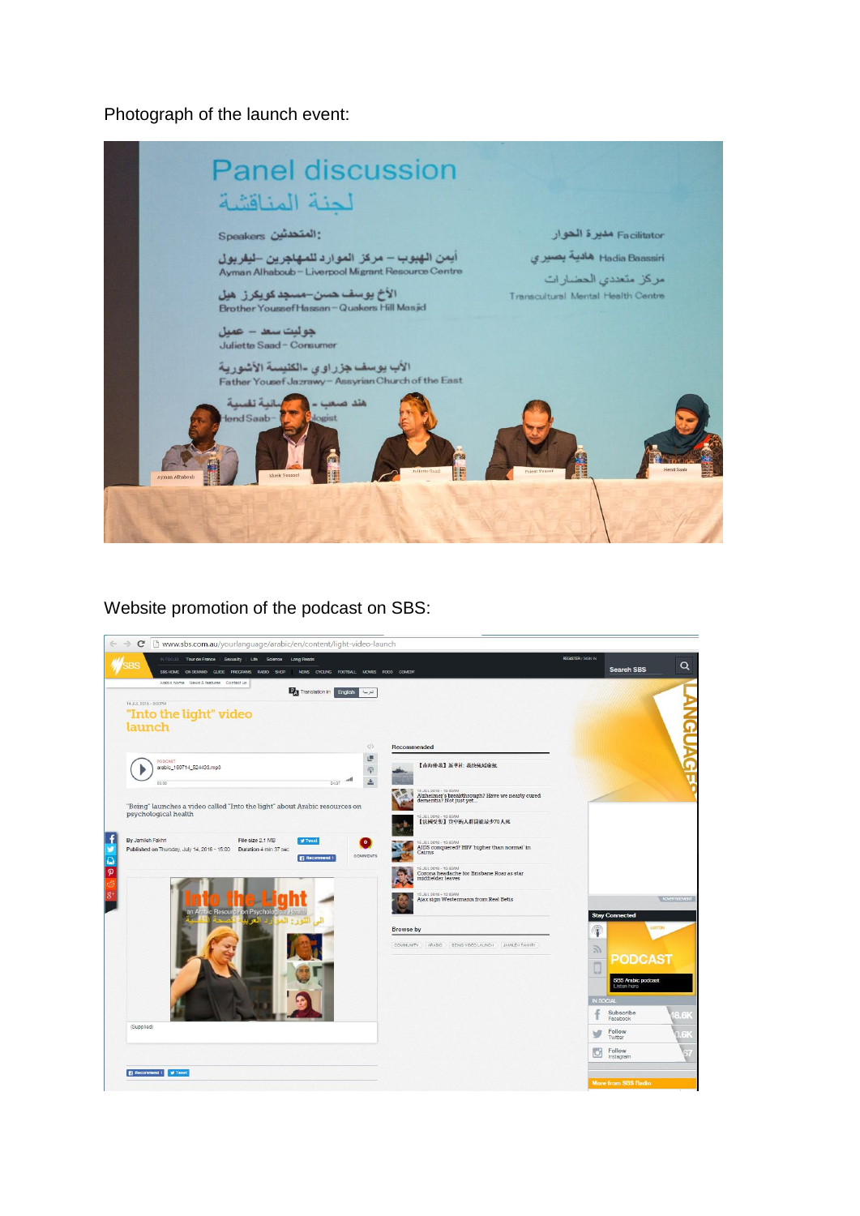Photograph of the launch event:

Website promotion of the podcast on SBS: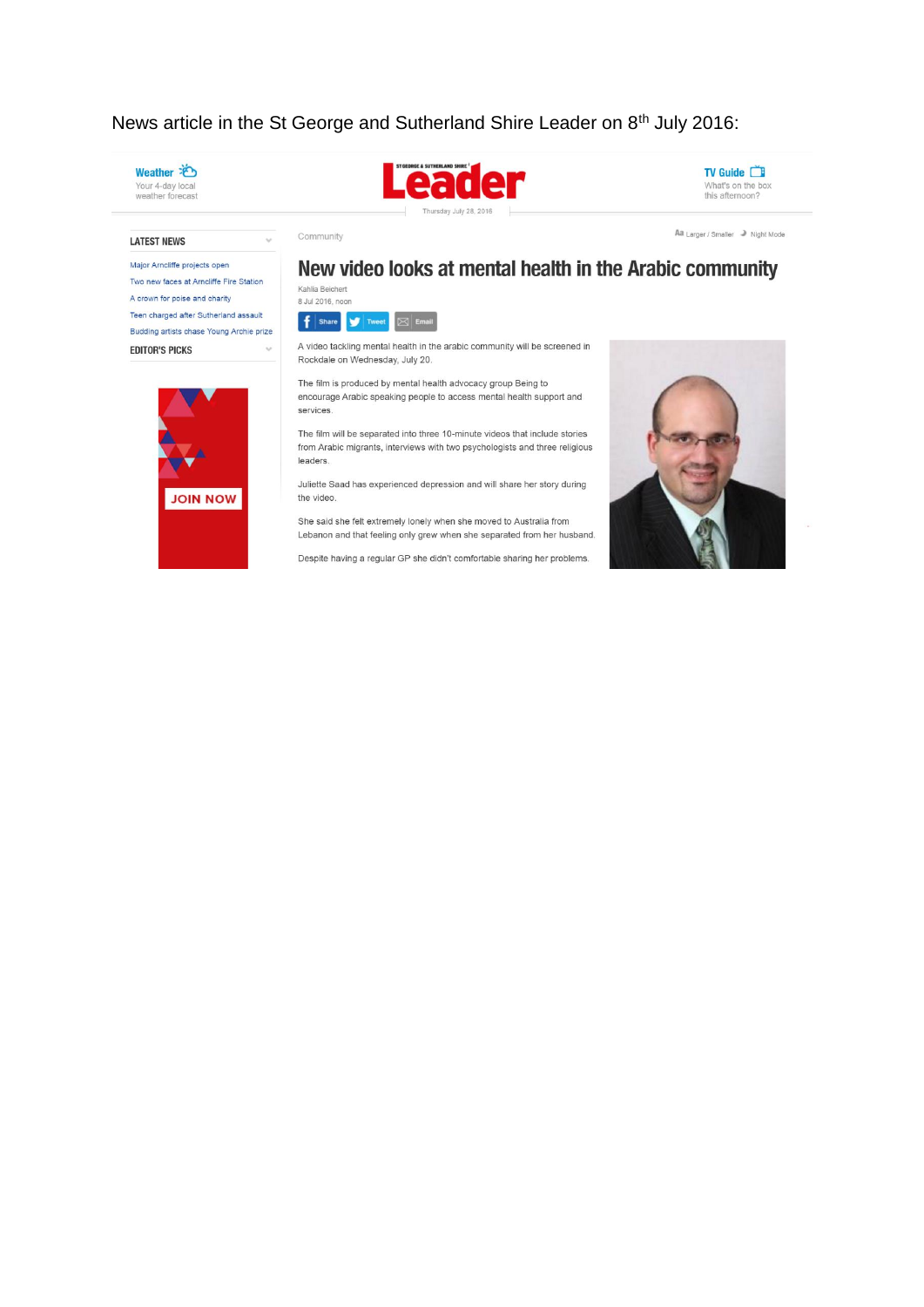News article in the St George and Sutherland Shire Leader on 8th July 2016:

Weather
Your 4-day local weather forecast

ST GEORGE & SUTHERLAND SHIRE Leader

Thursday July 28, 2016

TV Guide
What's on the box this afternoon?

LATEST NEWS

- Major Arncliffe projects open
- Two new faces at Arncliffe Fire Station
- A crown for poise and charity
- Teen charged after Sutherland assault
- Budding artists chase Young Archie prize

EDITOR'S PICKS

JOIN NOW

Community

Aa Larger / Smaller Night Mode

# New video looks at mental health in the Arabic community

Kahlia Beichert
8 Jul 2016, noon

Share Tweet Email

A video tackling mental health in the arabic community will be screened in Rockdale on Wednesday, July 20.

The film is produced by mental health advocacy group Being to encourage Arabic speaking people to access mental health support and services.

The film will be separated into three 10-minute videos that include stories from Arabic migrants, interviews with two psychologists and three religious leaders.

Juliette Saad has experienced depression and will share her story during the video.

She said she felt extremely lonely when she moved to Australia from Lebanon and that feeling only grew when she separated from her husband.

Despite having a regular GP she didn't comfortable sharing her problems.